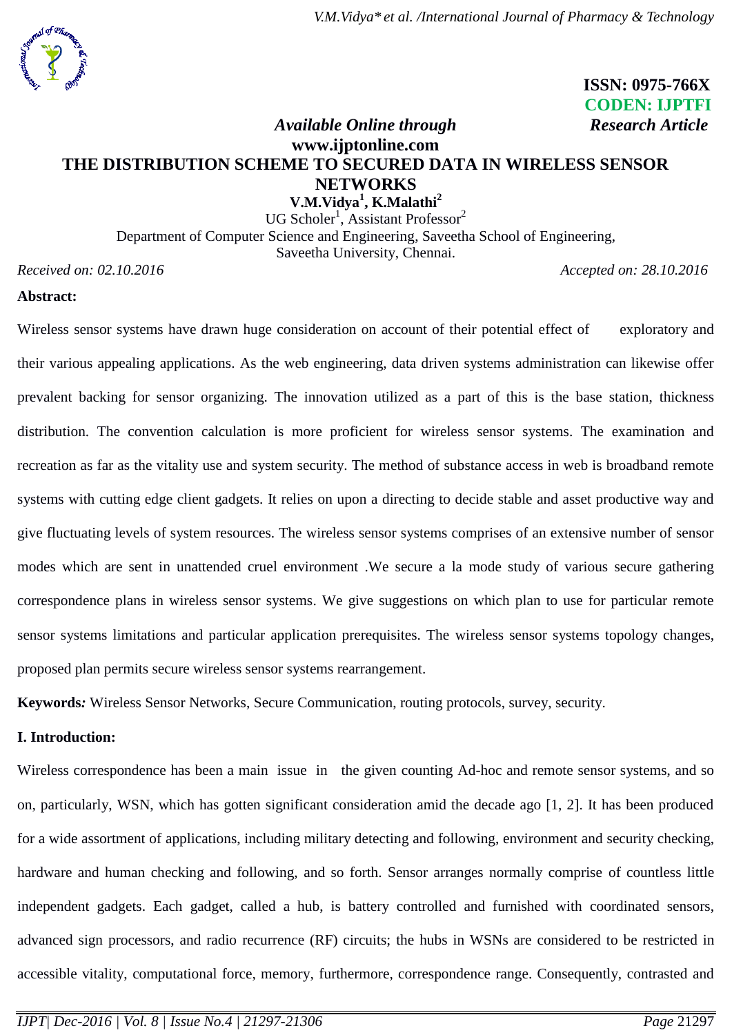**ISSN: 0975-766X**
**CODEN: IJPTFI**

*Available Online through* *Research Article*
**www.ijptonline.com**

# THE DISTRIBUTION SCHEME TO SECURED DATA IN WIRELESS SENSOR NETWORKS

**V.M.Vidya[1], K.Malathi[2]**

UG Scholer[1], Assistant Professor[2]

Department of Computer Science and Engineering, Saveetha School of Engineering, Saveetha University, Chennai.

*Received on: 02.10.2016* *Accepted on: 28.10.2016*

**Abstract:**

Wireless sensor systems have drawn huge consideration on account of their potential effect of exploratory and their various appealing applications. As the web engineering, data driven systems administration can likewise offer prevalent backing for sensor organizing. The innovation utilized as a part of this is the base station, thickness distribution. The convention calculation is more proficient for wireless sensor systems. The examination and recreation as far as the vitality use and system security. The method of substance access in web is broadband remote systems with cutting edge client gadgets. It relies on upon a directing to decide stable and asset productive way and give fluctuating levels of system resources. The wireless sensor systems comprises of an extensive number of sensor modes which are sent in unattended cruel environment .We secure a la mode study of various secure gathering correspondence plans in wireless sensor systems. We give suggestions on which plan to use for particular remote sensor systems limitations and particular application prerequisites. The wireless sensor systems topology changes, proposed plan permits secure wireless sensor systems rearrangement.

**Keywords***:* Wireless Sensor Networks, Secure Communication, routing protocols, survey, security.

## I. Introduction:

Wireless correspondence has been a main issue in the given counting Ad-hoc and remote sensor systems, and so on, particularly, WSN, which has gotten significant consideration amid the decade ago [1, 2]. It has been produced for a wide assortment of applications, including military detecting and following, environment and security checking, hardware and human checking and following, and so forth. Sensor arranges normally comprise of countless little independent gadgets. Each gadget, called a hub, is battery controlled and furnished with coordinated sensors, advanced sign processors, and radio recurrence (RF) circuits; the hubs in WSNs are considered to be restricted in accessible vitality, computational force, memory, furthermore, correspondence range. Consequently, contrasted and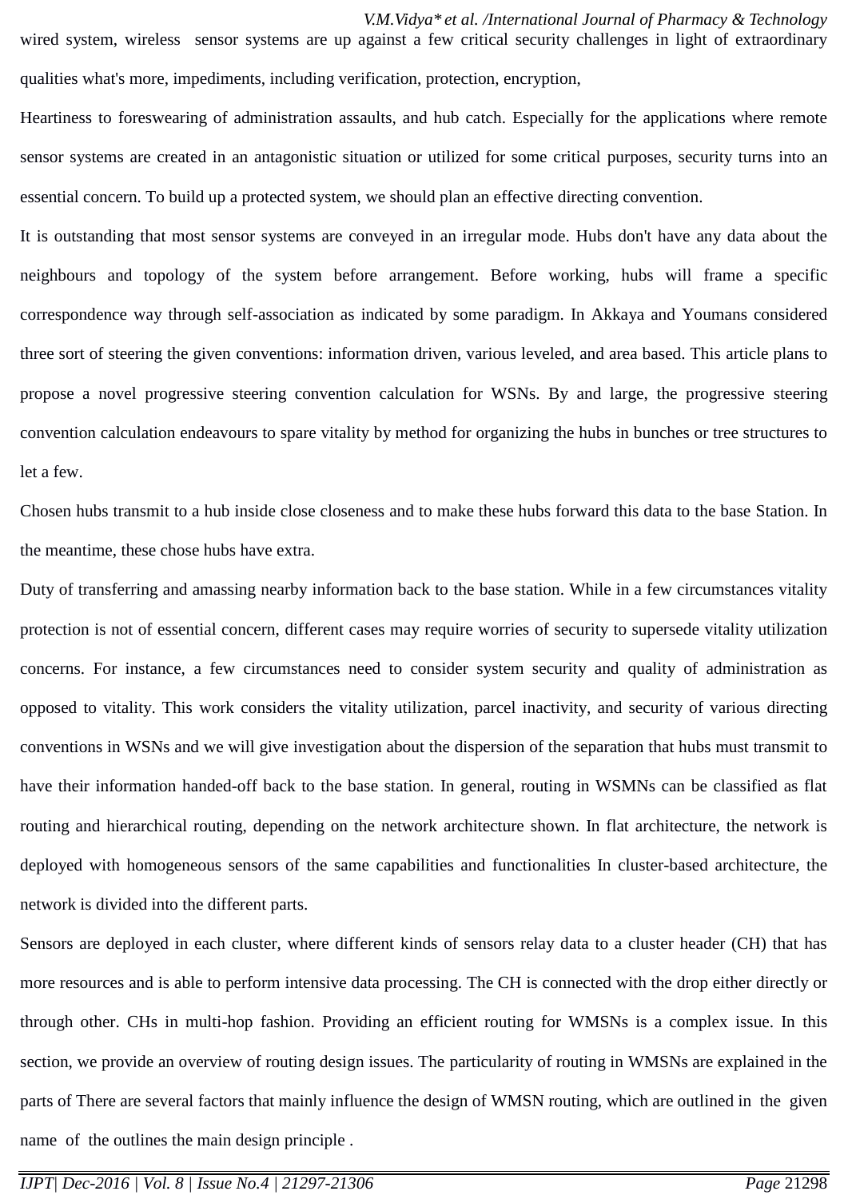wired system, wireless sensor systems are up against a few critical security challenges in light of extraordinary qualities what's more, impediments, including verification, protection, encryption,

Heartiness to foreswearing of administration assaults, and hub catch. Especially for the applications where remote sensor systems are created in an antagonistic situation or utilized for some critical purposes, security turns into an essential concern. To build up a protected system, we should plan an effective directing convention.

It is outstanding that most sensor systems are conveyed in an irregular mode. Hubs don't have any data about the neighbours and topology of the system before arrangement. Before working, hubs will frame a specific correspondence way through self-association as indicated by some paradigm. In Akkaya and Youmans considered three sort of steering the given conventions: information driven, various leveled, and area based. This article plans to propose a novel progressive steering convention calculation for WSNs. By and large, the progressive steering convention calculation endeavours to spare vitality by method for organizing the hubs in bunches or tree structures to let a few.

Chosen hubs transmit to a hub inside close closeness and to make these hubs forward this data to the base Station. In the meantime, these chose hubs have extra.

Duty of transferring and amassing nearby information back to the base station. While in a few circumstances vitality protection is not of essential concern, different cases may require worries of security to supersede vitality utilization concerns. For instance, a few circumstances need to consider system security and quality of administration as opposed to vitality. This work considers the vitality utilization, parcel inactivity, and security of various directing conventions in WSNs and we will give investigation about the dispersion of the separation that hubs must transmit to have their information handed-off back to the base station. In general, routing in WSMNs can be classified as flat routing and hierarchical routing, depending on the network architecture shown. In flat architecture, the network is deployed with homogeneous sensors of the same capabilities and functionalities In cluster-based architecture, the network is divided into the different parts.

Sensors are deployed in each cluster, where different kinds of sensors relay data to a cluster header (CH) that has more resources and is able to perform intensive data processing. The CH is connected with the drop either directly or through other. CHs in multi-hop fashion. Providing an efficient routing for WMSNs is a complex issue. In this section, we provide an overview of routing design issues. The particularity of routing in WMSNs are explained in the parts of There are several factors that mainly influence the design of WMSN routing, which are outlined in the given name of the outlines the main design principle .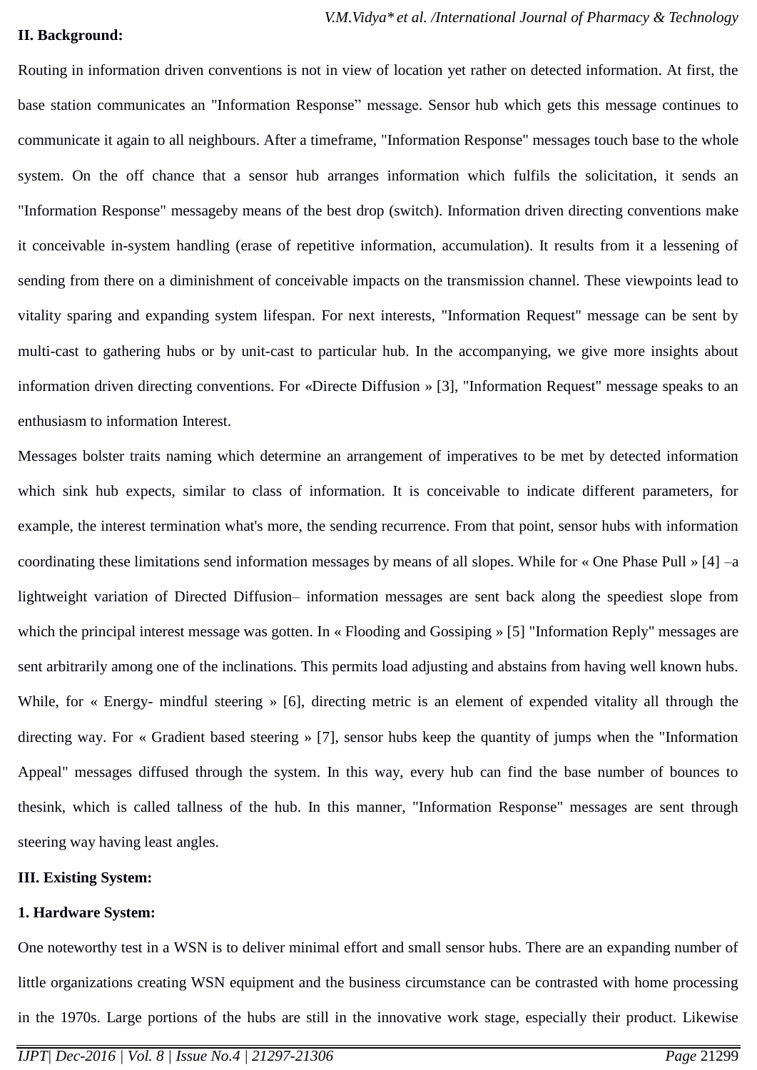**II. Background:**

Routing in information driven conventions is not in view of location yet rather on detected information. At first, the base station communicates an "Information Response" message. Sensor hub which gets this message continues to communicate it again to all neighbours. After a timeframe, "Information Response" messages touch base to the whole system. On the off chance that a sensor hub arranges information which fulfils the solicitation, it sends an "Information Response" messageby means of the best drop (switch). Information driven directing conventions make it conceivable in-system handling (erase of repetitive information, accumulation). It results from it a lessening of sending from there on a diminishment of conceivable impacts on the transmission channel. These viewpoints lead to vitality sparing and expanding system lifespan. For next interests, "Information Request" message can be sent by multi-cast to gathering hubs or by unit-cast to particular hub. In the accompanying, we give more insights about information driven directing conventions. For «Directe Diffusion » [3], "Information Request" message speaks to an enthusiasm to information Interest.

Messages bolster traits naming which determine an arrangement of imperatives to be met by detected information which sink hub expects, similar to class of information. It is conceivable to indicate different parameters, for example, the interest termination what's more, the sending recurrence. From that point, sensor hubs with information coordinating these limitations send information messages by means of all slopes. While for « One Phase Pull » [4] –a lightweight variation of Directed Diffusion– information messages are sent back along the speediest slope from which the principal interest message was gotten. In « Flooding and Gossiping » [5] "Information Reply" messages are sent arbitrarily among one of the inclinations. This permits load adjusting and abstains from having well known hubs. While, for « Energy- mindful steering » [6], directing metric is an element of expended vitality all through the directing way. For « Gradient based steering » [7], sensor hubs keep the quantity of jumps when the "Information Appeal" messages diffused through the system. In this way, every hub can find the base number of bounces to thesink, which is called tallness of the hub. In this manner, "Information Response" messages are sent through steering way having least angles.

**III. Existing System:**

**1. Hardware System:**

One noteworthy test in a WSN is to deliver minimal effort and small sensor hubs. There are an expanding number of little organizations creating WSN equipment and the business circumstance can be contrasted with home processing in the 1970s. Large portions of the hubs are still in the innovative work stage, especially their product. Likewise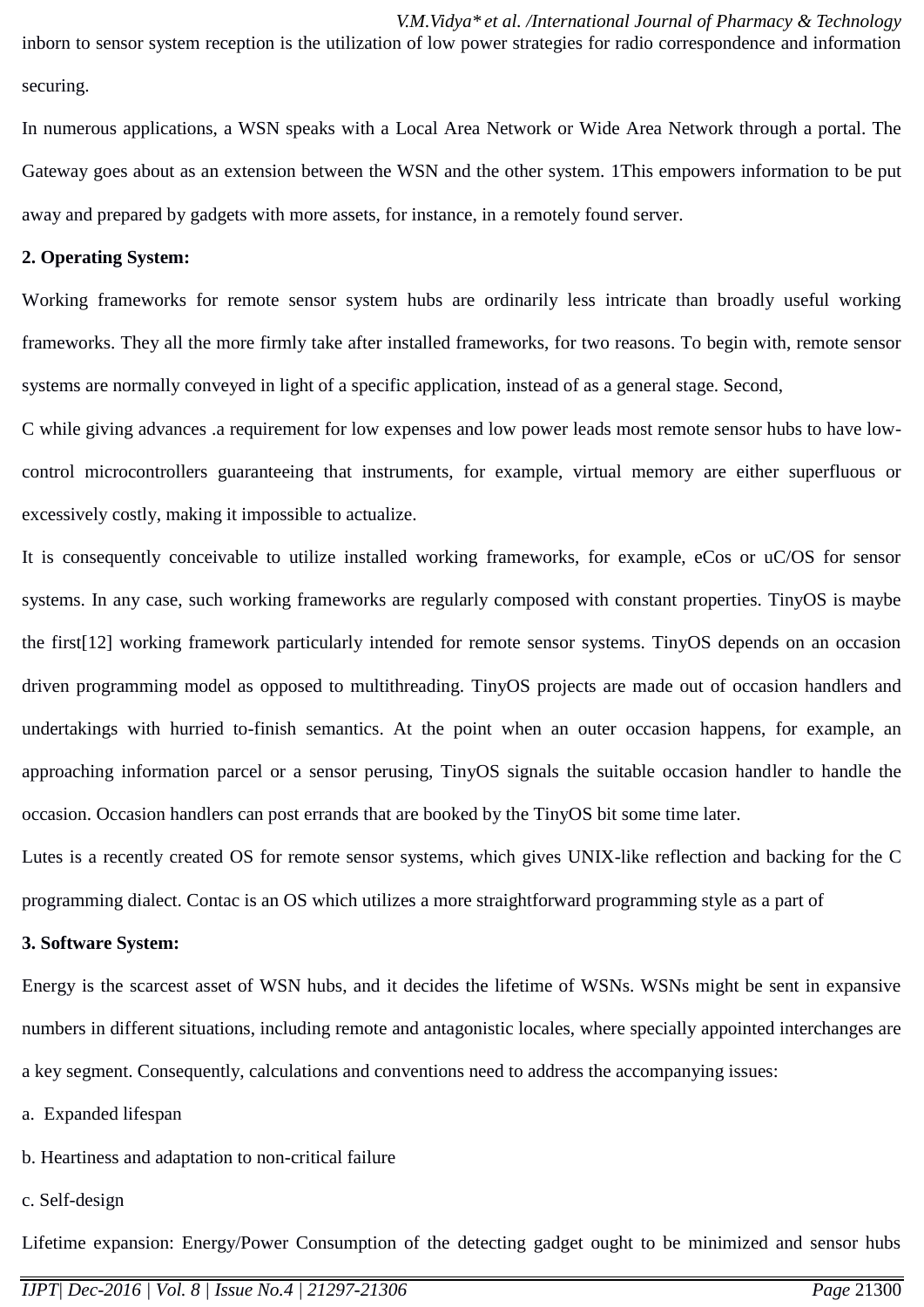inborn to sensor system reception is the utilization of low power strategies for radio correspondence and information securing.

In numerous applications, a WSN speaks with a Local Area Network or Wide Area Network through a portal. The Gateway goes about as an extension between the WSN and the other system. 1This empowers information to be put away and prepared by gadgets with more assets, for instance, in a remotely found server.

**2. Operating System:**

Working frameworks for remote sensor system hubs are ordinarily less intricate than broadly useful working frameworks. They all the more firmly take after installed frameworks, for two reasons. To begin with, remote sensor systems are normally conveyed in light of a specific application, instead of as a general stage. Second,

C while giving advances .a requirement for low expenses and low power leads most remote sensor hubs to have low-control microcontrollers guaranteeing that instruments, for example, virtual memory are either superfluous or excessively costly, making it impossible to actualize.

It is consequently conceivable to utilize installed working frameworks, for example, eCos or uC/OS for sensor systems. In any case, such working frameworks are regularly composed with constant properties. TinyOS is maybe the first[12] working framework particularly intended for remote sensor systems. TinyOS depends on an occasion driven programming model as opposed to multithreading. TinyOS projects are made out of occasion handlers and undertakings with hurried to-finish semantics. At the point when an outer occasion happens, for example, an approaching information parcel or a sensor perusing, TinyOS signals the suitable occasion handler to handle the occasion. Occasion handlers can post errands that are booked by the TinyOS bit some time later.

Lutes is a recently created OS for remote sensor systems, which gives UNIX-like reflection and backing for the C programming dialect. Contac is an OS which utilizes a more straightforward programming style as a part of

**3. Software System:**

Energy is the scarcest asset of WSN hubs, and it decides the lifetime of WSNs. WSNs might be sent in expansive numbers in different situations, including remote and antagonistic locales, where specially appointed interchanges are a key segment. Consequently, calculations and conventions need to address the accompanying issues:

a. Expanded lifespan

b. Heartiness and adaptation to non-critical failure

c. Self-design

Lifetime expansion: Energy/Power Consumption of the detecting gadget ought to be minimized and sensor hubs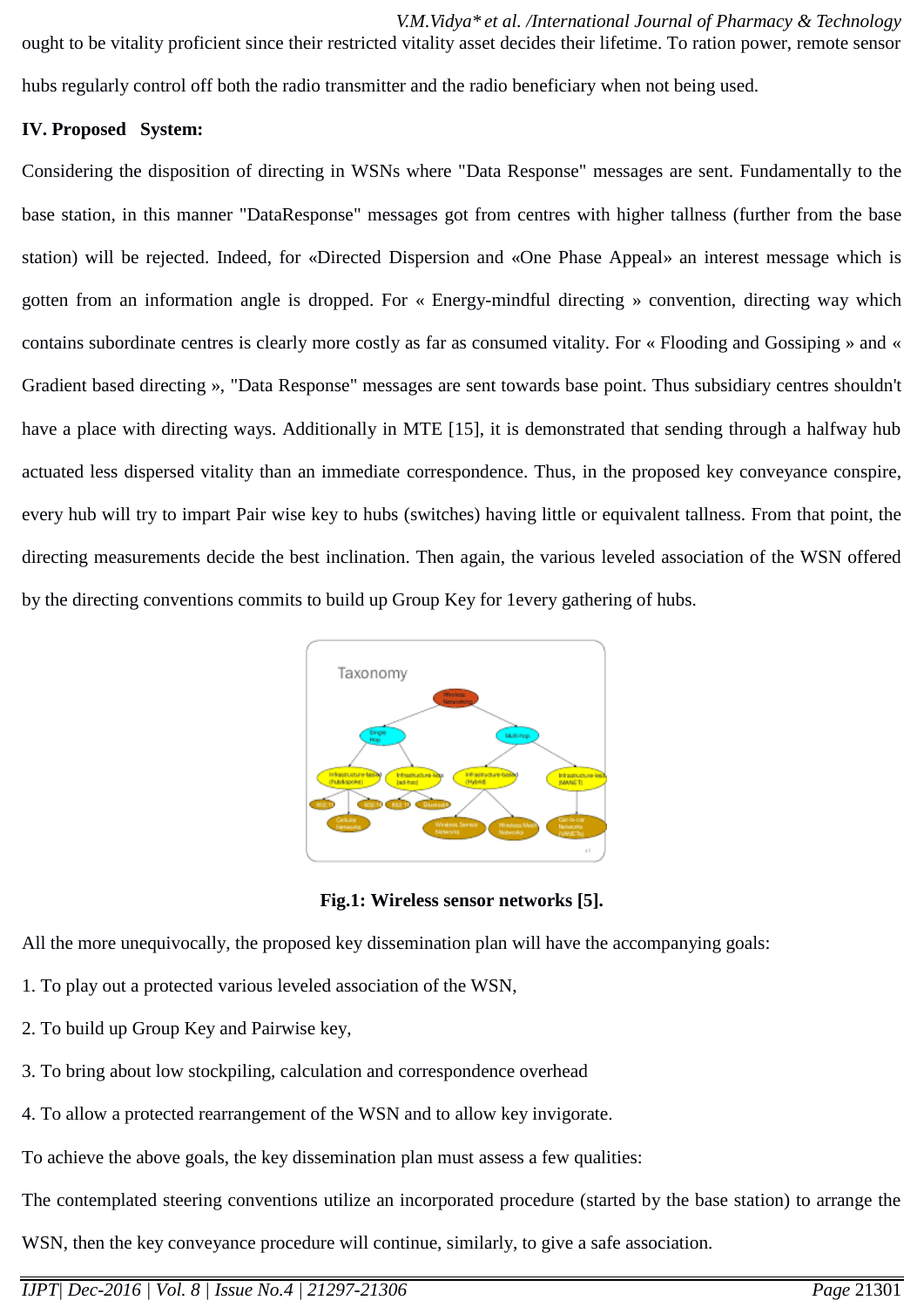ought to be vitality proficient since their restricted vitality asset decides their lifetime. To ration power, remote sensor hubs regularly control off both the radio transmitter and the radio beneficiary when not being used.

**IV. Proposed System:**

Considering the disposition of directing in WSNs where "Data Response" messages are sent. Fundamentally to the base station, in this manner "DataResponse" messages got from centres with higher tallness (further from the base station) will be rejected. Indeed, for «Directed Dispersion and «One Phase Appeal» an interest message which is gotten from an information angle is dropped. For « Energy-mindful directing » convention, directing way which contains subordinate centres is clearly more costly as far as consumed vitality. For « Flooding and Gossiping » and « Gradient based directing », "Data Response" messages are sent towards base point. Thus subsidiary centres shouldn't have a place with directing ways. Additionally in MTE [15], it is demonstrated that sending through a halfway hub actuated less dispersed vitality than an immediate correspondence. Thus, in the proposed key conveyance conspire, every hub will try to impart Pair wise key to hubs (switches) having little or equivalent tallness. From that point, the directing measurements decide the best inclination. Then again, the various leveled association of the WSN offered by the directing conventions commits to build up Group Key for 1every gathering of hubs.

**Fig.1: Wireless sensor networks [5].**

All the more unequivocally, the proposed key dissemination plan will have the accompanying goals:

1. To play out a protected various leveled association of the WSN,
2. To build up Group Key and Pairwise key,
3. To bring about low stockpiling, calculation and correspondence overhead
4. To allow a protected rearrangement of the WSN and to allow key invigorate.

To achieve the above goals, the key dissemination plan must assess a few qualities:

The contemplated steering conventions utilize an incorporated procedure (started by the base station) to arrange the WSN, then the key conveyance procedure will continue, similarly, to give a safe association.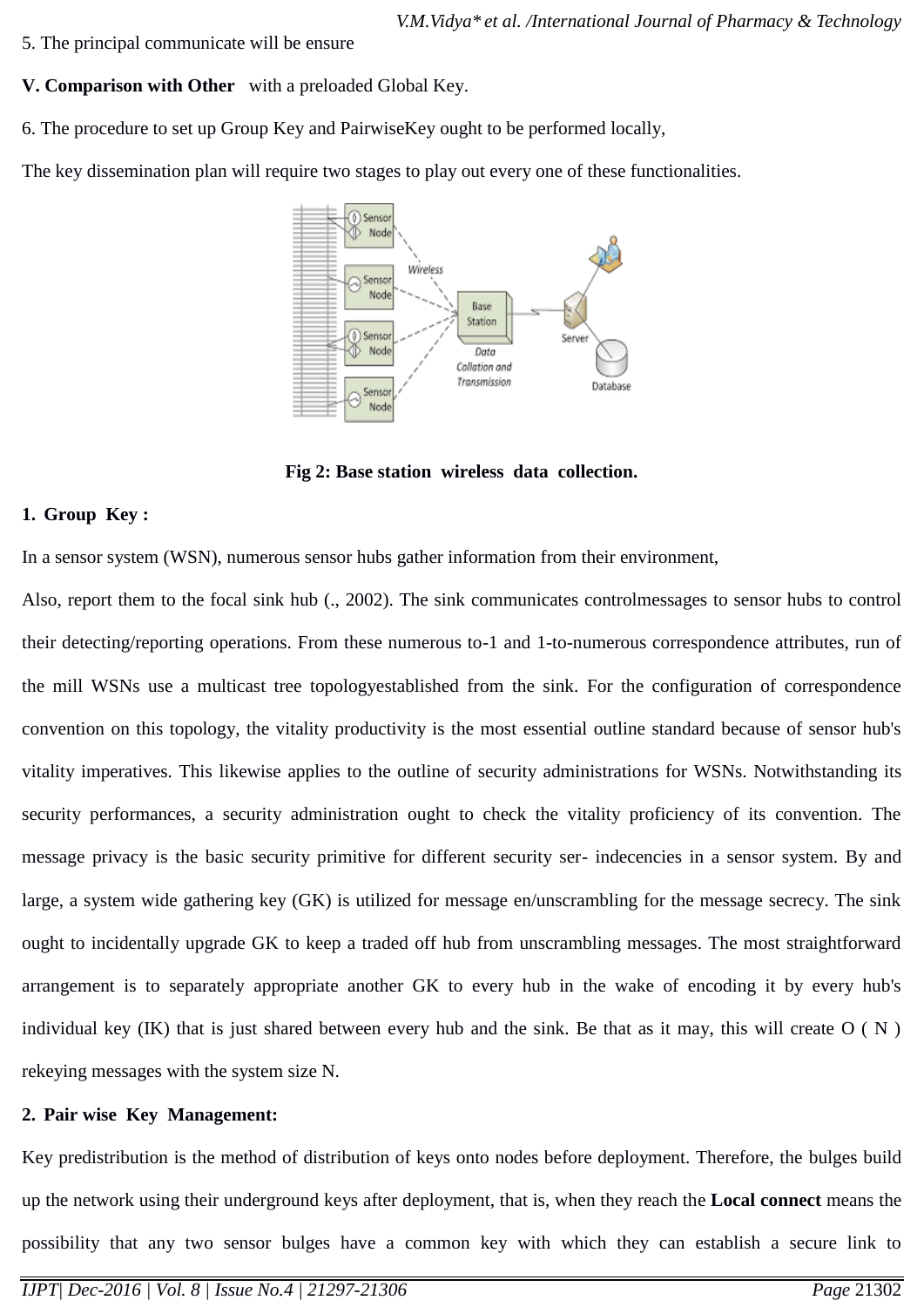5. The principal communicate will be ensure

**V. Comparison with Other** with a preloaded Global Key.

6. The procedure to set up Group Key and PairwiseKey ought to be performed locally,

The key dissemination plan will require two stages to play out every one of these functionalities.

**Fig 2: Base station wireless data collection.**

**1. Group Key :**

In a sensor system (WSN), numerous sensor hubs gather information from their environment,

Also, report them to the focal sink hub (., 2002). The sink communicates controlmessages to sensor hubs to control their detecting/reporting operations. From these numerous to-1 and 1-to-numerous correspondence attributes, run of the mill WSNs use a multicast tree topologyestablished from the sink. For the configuration of correspondence convention on this topology, the vitality productivity is the most essential outline standard because of sensor hub's vitality imperatives. This likewise applies to the outline of security administrations for WSNs. Notwithstanding its security performances, a security administration ought to check the vitality proficiency of its convention. The message privacy is the basic security primitive for different security ser- indecencies in a sensor system. By and large, a system wide gathering key (GK) is utilized for message en/unscrambling for the message secrecy. The sink ought to incidentally upgrade GK to keep a traded off hub from unscrambling messages. The most straightforward arrangement is to separately appropriate another GK to every hub in the wake of encoding it by every hub's individual key (IK) that is just shared between every hub and the sink. Be that as it may, this will create $O(N)$ rekeying messages with the system size N.

**2. Pair wise Key Management:**

Key predistribution is the method of distribution of keys onto nodes before deployment. Therefore, the bulges build up the network using their underground keys after deployment, that is, when they reach the **Local connect** means the possibility that any two sensor bulges have a common key with which they can establish a secure link to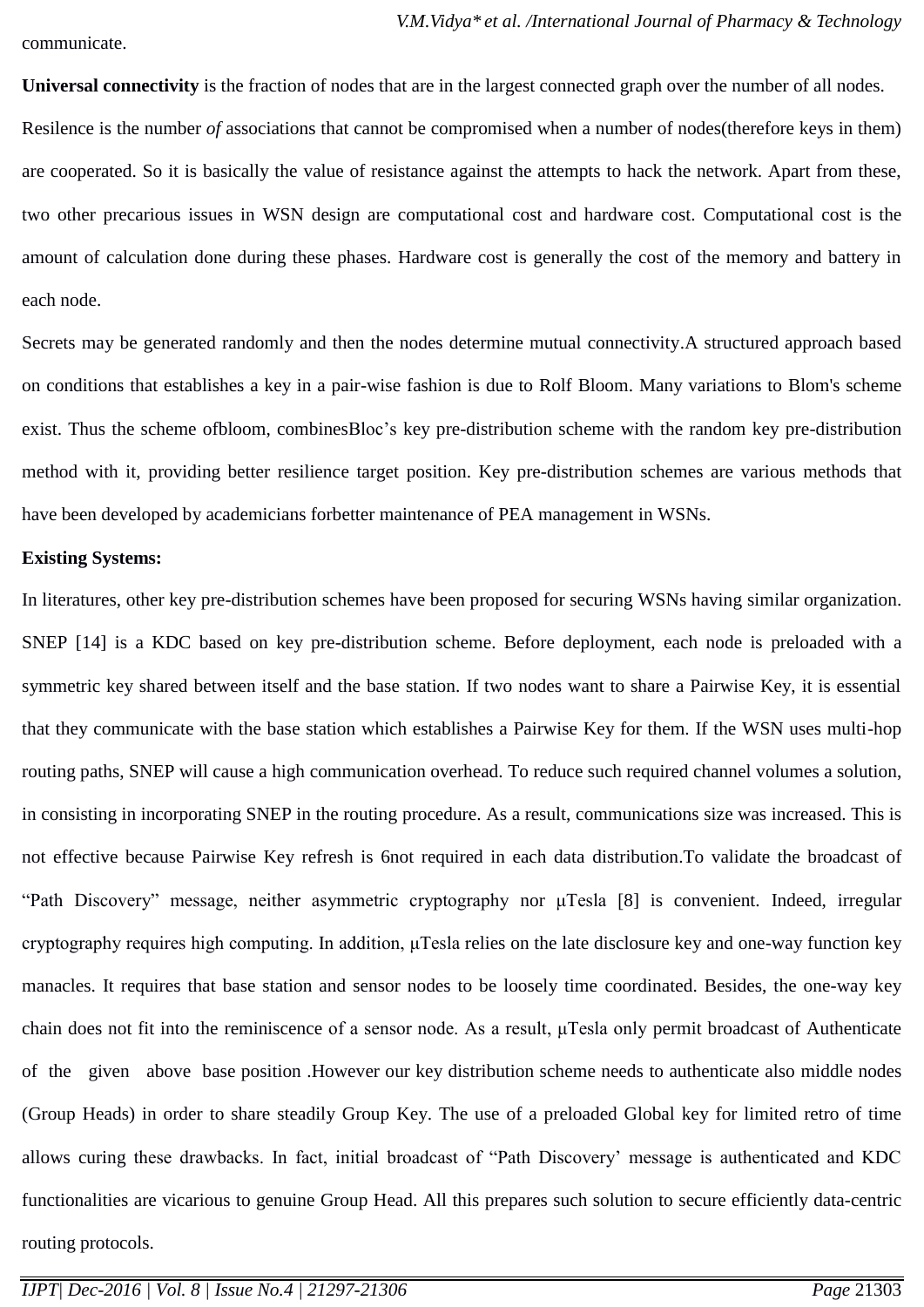communicate.

**Universal connectivity** is the fraction of nodes that are in the largest connected graph over the number of all nodes.

Resilence is the number *of* associations that cannot be compromised when a number of nodes(therefore keys in them) are cooperated. So it is basically the value of resistance against the attempts to hack the network. Apart from these, two other precarious issues in WSN design are computational cost and hardware cost. Computational cost is the amount of calculation done during these phases. Hardware cost is generally the cost of the memory and battery in each node.

Secrets may be generated randomly and then the nodes determine mutual connectivity.A structured approach based on conditions that establishes a key in a pair-wise fashion is due to Rolf Bloom. Many variations to Blom's scheme exist. Thus the scheme ofbloom, combinesBloc's key pre-distribution scheme with the random key pre-distribution method with it, providing better resilience target position. Key pre-distribution schemes are various methods that have been developed by academicians forbetter maintenance of PEA management in WSNs.

**Existing Systems:**

In literatures, other key pre-distribution schemes have been proposed for securing WSNs having similar organization. SNEP [14] is a KDC based on key pre-distribution scheme. Before deployment, each node is preloaded with a symmetric key shared between itself and the base station. If two nodes want to share a Pairwise Key, it is essential that they communicate with the base station which establishes a Pairwise Key for them. If the WSN uses multi-hop routing paths, SNEP will cause a high communication overhead. To reduce such required channel volumes a solution, in consisting in incorporating SNEP in the routing procedure. As a result, communications size was increased. This is not effective because Pairwise Key refresh is 6not required in each data distribution.To validate the broadcast of "Path Discovery" message, neither asymmetric cryptography nor μTesla [8] is convenient. Indeed, irregular cryptography requires high computing. In addition, μTesla relies on the late disclosure key and one-way function key manacles. It requires that base station and sensor nodes to be loosely time coordinated. Besides, the one-way key chain does not fit into the reminiscence of a sensor node. As a result, μTesla only permit broadcast of Authenticate of the given above base position .However our key distribution scheme needs to authenticate also middle nodes (Group Heads) in order to share steadily Group Key. The use of a preloaded Global key for limited retro of time allows curing these drawbacks. In fact, initial broadcast of "Path Discovery' message is authenticated and KDC functionalities are vicarious to genuine Group Head. All this prepares such solution to secure efficiently data-centric routing protocols.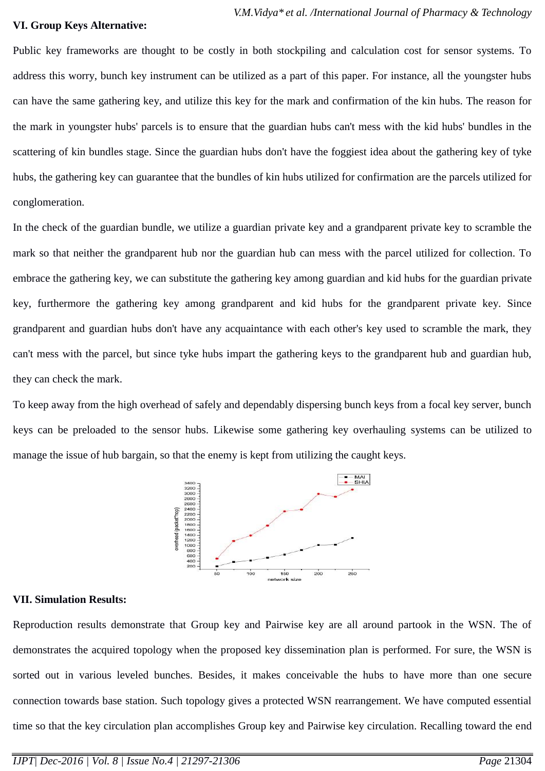## VI. Group Keys Alternative:

Public key frameworks are thought to be costly in both stockpiling and calculation cost for sensor systems. To address this worry, bunch key instrument can be utilized as a part of this paper. For instance, all the youngster hubs can have the same gathering key, and utilize this key for the mark and confirmation of the kin hubs. The reason for the mark in youngster hubs' parcels is to ensure that the guardian hubs can't mess with the kid hubs' bundles in the scattering of kin bundles stage. Since the guardian hubs don't have the foggiest idea about the gathering key of tyke hubs, the gathering key can guarantee that the bundles of kin hubs utilized for confirmation are the parcels utilized for conglomeration.

In the check of the guardian bundle, we utilize a guardian private key and a grandparent private key to scramble the mark so that neither the grandparent hub nor the guardian hub can mess with the parcel utilized for collection. To embrace the gathering key, we can substitute the gathering key among guardian and kid hubs for the guardian private key, furthermore the gathering key among grandparent and kid hubs for the grandparent private key. Since grandparent and guardian hubs don't have any acquaintance with each other's key used to scramble the mark, they can't mess with the parcel, but since tyke hubs impart the gathering keys to the grandparent hub and guardian hub, they can check the mark.

To keep away from the high overhead of safely and dependably dispersing bunch keys from a focal key server, bunch keys can be preloaded to the sensor hubs. Likewise some gathering key overhauling systems can be utilized to manage the issue of hub bargain, so that the enemy is kept from utilizing the caught keys.

## VII. Simulation Results:

Reproduction results demonstrate that Group key and Pairwise key are all around partook in the WSN. The of demonstrates the acquired topology when the proposed key dissemination plan is performed. For sure, the WSN is sorted out in various leveled bunches. Besides, it makes conceivable the hubs to have more than one secure connection towards base station. Such topology gives a protected WSN rearrangement. We have computed essential time so that the key circulation plan accomplishes Group key and Pairwise key circulation. Recalling toward the end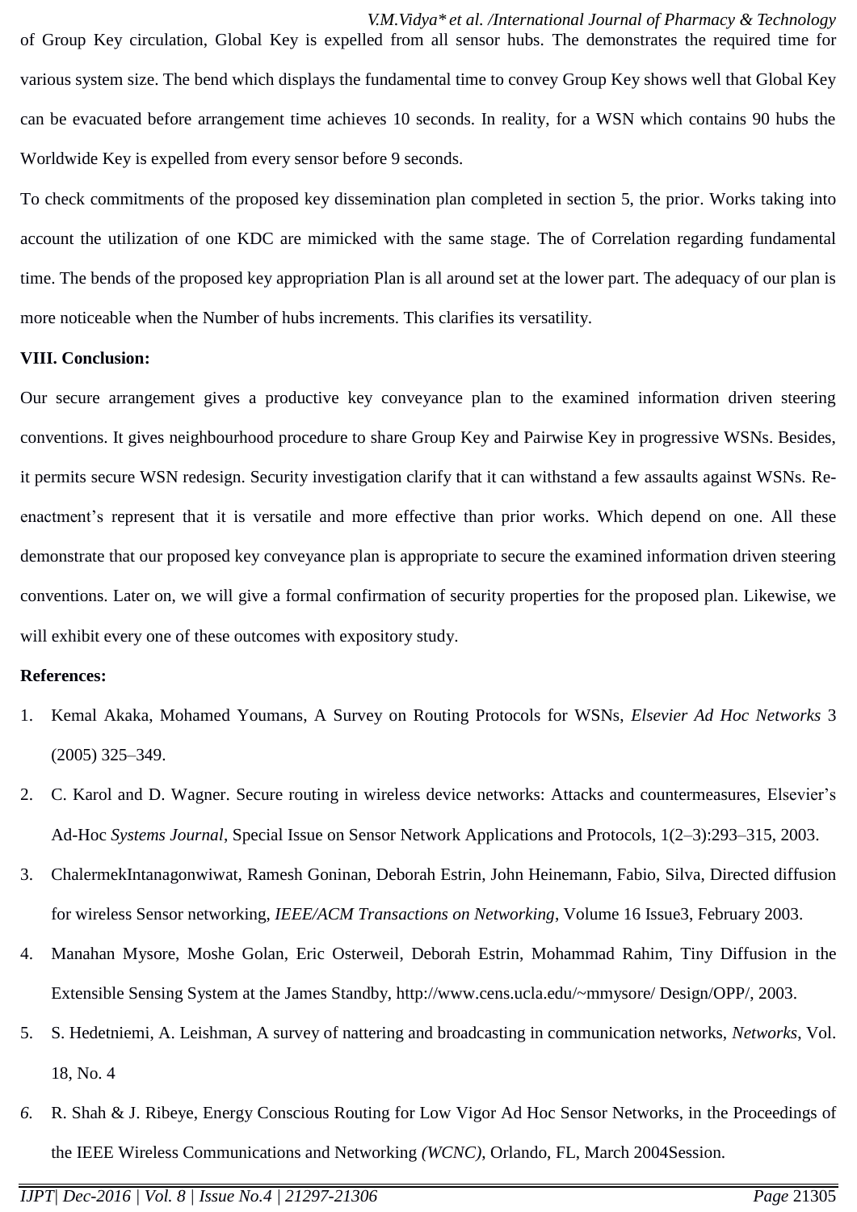of Group Key circulation, Global Key is expelled from all sensor hubs. The demonstrates the required time for various system size. The bend which displays the fundamental time to convey Group Key shows well that Global Key can be evacuated before arrangement time achieves 10 seconds. In reality, for a WSN which contains 90 hubs the Worldwide Key is expelled from every sensor before 9 seconds.

To check commitments of the proposed key dissemination plan completed in section 5, the prior. Works taking into account the utilization of one KDC are mimicked with the same stage. The of Correlation regarding fundamental time. The bends of the proposed key appropriation Plan is all around set at the lower part. The adequacy of our plan is more noticeable when the Number of hubs increments. This clarifies its versatility.

## VIII. Conclusion:

Our secure arrangement gives a productive key conveyance plan to the examined information driven steering conventions. It gives neighbourhood procedure to share Group Key and Pairwise Key in progressive WSNs. Besides, it permits secure WSN redesign. Security investigation clarify that it can withstand a few assaults against WSNs. Re-enactment's represent that it is versatile and more effective than prior works. Which depend on one. All these demonstrate that our proposed key conveyance plan is appropriate to secure the examined information driven steering conventions. Later on, we will give a formal confirmation of security properties for the proposed plan. Likewise, we will exhibit every one of these outcomes with expository study.

## References:

1. Kemal Akaka, Mohamed Youmans, A Survey on Routing Protocols for WSNs, *Elsevier Ad Hoc Networks* 3 (2005) 325–349.
2. C. Karol and D. Wagner. Secure routing in wireless device networks: Attacks and countermeasures, Elsevier's Ad-Hoc *Systems Journal*, Special Issue on Sensor Network Applications and Protocols, 1(2–3):293–315, 2003.
3. ChalermekIntanagonwiwat, Ramesh Goninan, Deborah Estrin, John Heinemann, Fabio, Silva, Directed diffusion for wireless Sensor networking, *IEEE/ACM Transactions on Networking*, Volume 16 Issue3, February 2003.
4. Manahan Mysore, Moshe Golan, Eric Osterweil, Deborah Estrin, Mohammad Rahim, Tiny Diffusion in the Extensible Sensing System at the James Standby, http://www.cens.ucla.edu/~mmysore/ Design/OPP/, 2003.
5. S. Hedetniemi, A. Leishman, A survey of nattering and broadcasting in communication networks, *Networks*, Vol. 18, No. 4
6. R. Shah & J. Ribeye, Energy Conscious Routing for Low Vigor Ad Hoc Sensor Networks, in the Proceedings of the IEEE Wireless Communications and Networking *(WCNC)*, Orlando, FL, March 2004Session.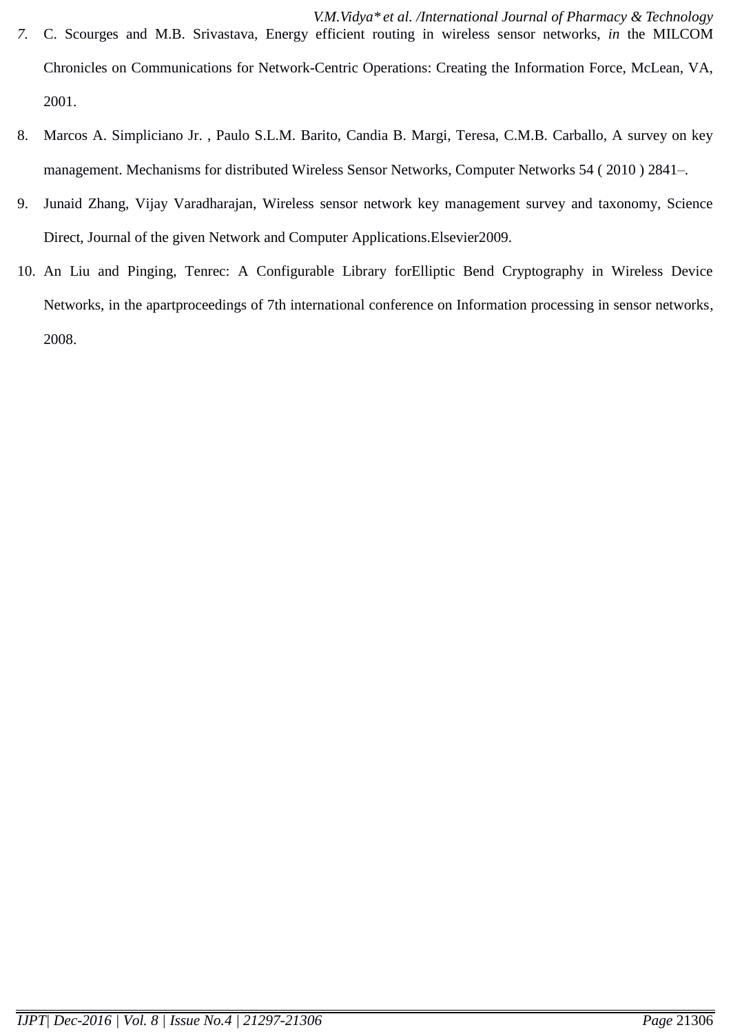7. C. Scourges and M.B. Srivastava, Energy efficient routing in wireless sensor networks, *in* the MILCOM Chronicles on Communications for Network-Centric Operations: Creating the Information Force, McLean, VA, 2001.
8. Marcos A. Simpliciano Jr. , Paulo S.L.M. Barito, Candia B. Margi, Teresa, C.M.B. Carballo, A survey on key management. Mechanisms for distributed Wireless Sensor Networks, Computer Networks 54 ( 2010 ) 2841–.
9. Junaid Zhang, Vijay Varadharajan, Wireless sensor network key management survey and taxonomy, Science Direct, Journal of the given Network and Computer Applications.Elsevier2009.
10. An Liu and Pinging, Tenrec: A Configurable Library forElliptic Bend Cryptography in Wireless Device Networks, in the apartproceedings of 7th international conference on Information processing in sensor networks, 2008.